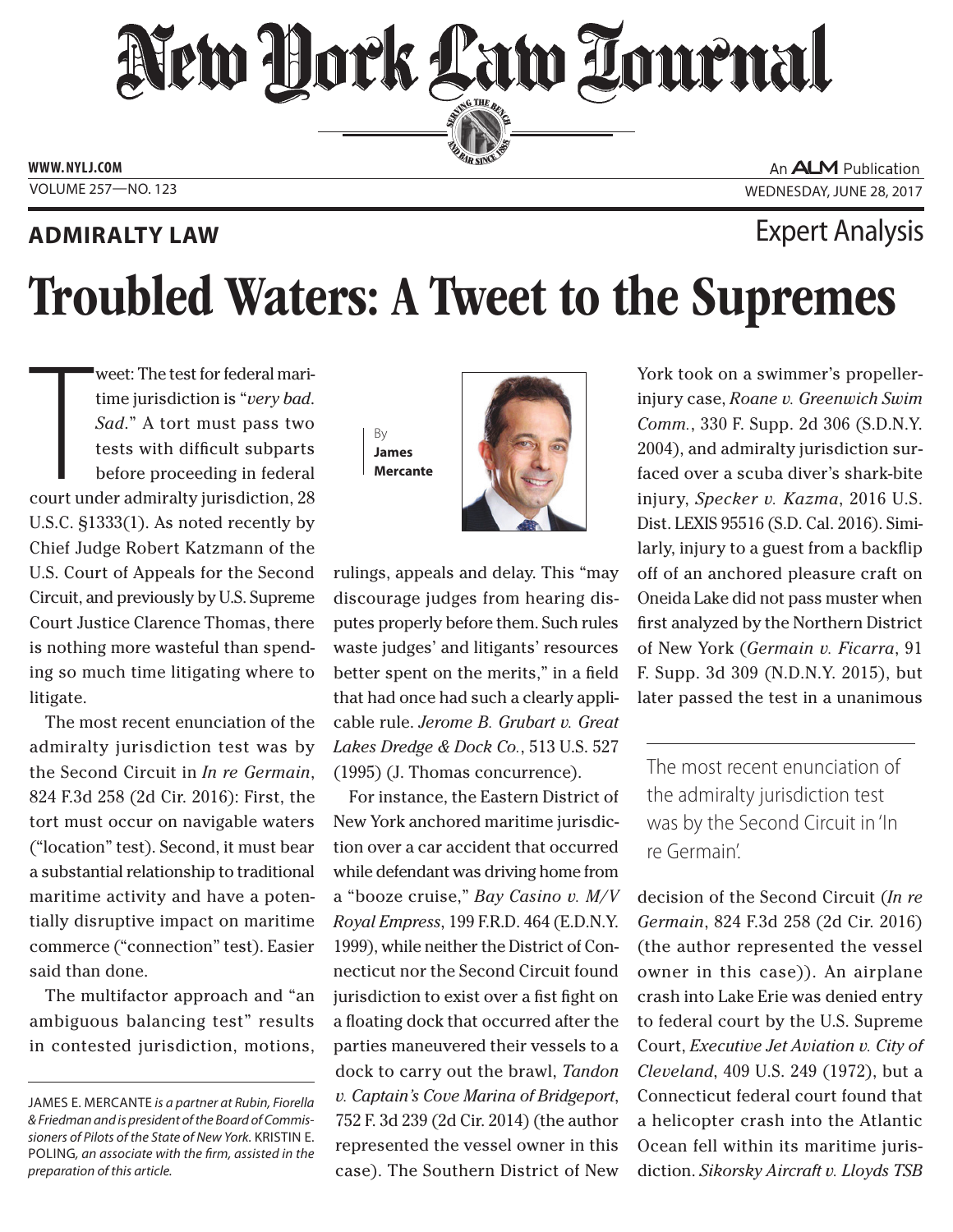# Troubled Waters: A Tweet to the Supremes

**ADMIRALTY LAW** — Expert Analysis

By **James Mercante**

Tweet: The test for federal maritime jurisdiction is "*very bad. Sad*." A tort must pass two tests with difficult subparts before proceeding in federal court under admiralty jurisdiction, 28 U.S.C. §1333(1). As noted recently by Chief Judge Robert Katzmann of the U.S. Court of Appeals for the Second Circuit, and previously by U.S. Supreme Court Justice Clarence Thomas, there is nothing more wasteful than spending so much time litigating where to litigate.

The most recent enunciation of the admiralty jurisdiction test was by the Second Circuit in *In re Germain*, 824 F.3d 258 (2d Cir. 2016): First, the tort must occur on navigable waters ("location" test). Second, it must bear a substantial relationship to traditional maritime activity and have a potentially disruptive impact on maritime commerce ("connection" test). Easier said than done.

The multifactor approach and "an ambiguous balancing test" results in contested jurisdiction, motions, rulings, appeals and delay. This "may discourage judges from hearing disputes properly before them. Such rules waste judges' and litigants' resources better spent on the merits," in a field that had once had such a clearly applicable rule. *Jerome B. Grubart v. Great Lakes Dredge & Dock Co.*, 513 U.S. 527 (1995) (J. Thomas concurrence).

For instance, the Eastern District of New York anchored maritime jurisdiction over a car accident that occurred while defendant was driving home from a "booze cruise," *Bay Casino v. M/V Royal Empress*, 199 F.R.D. 464 (E.D.N.Y. 1999), while neither the District of Connecticut nor the Second Circuit found jurisdiction to exist over a fist fight on a floating dock that occurred after the parties maneuvered their vessels to a dock to carry out the brawl, *Tandon v. Captain's Cove Marina of Bridgeport*, 752 F. 3d 239 (2d Cir. 2014) (the author represented the vessel owner in this case). The Southern District of New York took on a swimmer's propeller-injury case, *Roane v. Greenwich Swim Comm.*, 330 F. Supp. 2d 306 (S.D.N.Y. 2004), and admiralty jurisdiction surfaced over a scuba diver's shark-bite injury, *Specker v. Kazma*, 2016 U.S. Dist. LEXIS 95516 (S.D. Cal. 2016). Similarly, injury to a guest from a backflip off of an anchored pleasure craft on Oneida Lake did not pass muster when first analyzed by the Northern District of New York (*Germain v. Ficarra*, 91 F. Supp. 3d 309 (N.D.N.Y. 2015), but later passed the test in a unanimous decision of the Second Circuit (*In re Germain*, 824 F.3d 258 (2d Cir. 2016) (the author represented the vessel owner in this case)). An airplane crash into Lake Erie was denied entry to federal court by the U.S. Supreme Court, *Executive Jet Aviation v. City of Cleveland*, 409 U.S. 249 (1972), but a Connecticut federal court found that a helicopter crash into the Atlantic Ocean fell within its maritime jurisdiction. *Sikorsky Aircraft v. Lloyds TSB*

> The most recent enunciation of the admiralty jurisdiction test was by the Second Circuit in 'In re Germain'.

JAMES E. MERCANTE *is a partner at Rubin, Fiorella & Friedman and is president of the Board of Commissioners of Pilots of the State of New York.* KRISTIN E. POLING, *an associate with the firm, assisted in the preparation of this article.*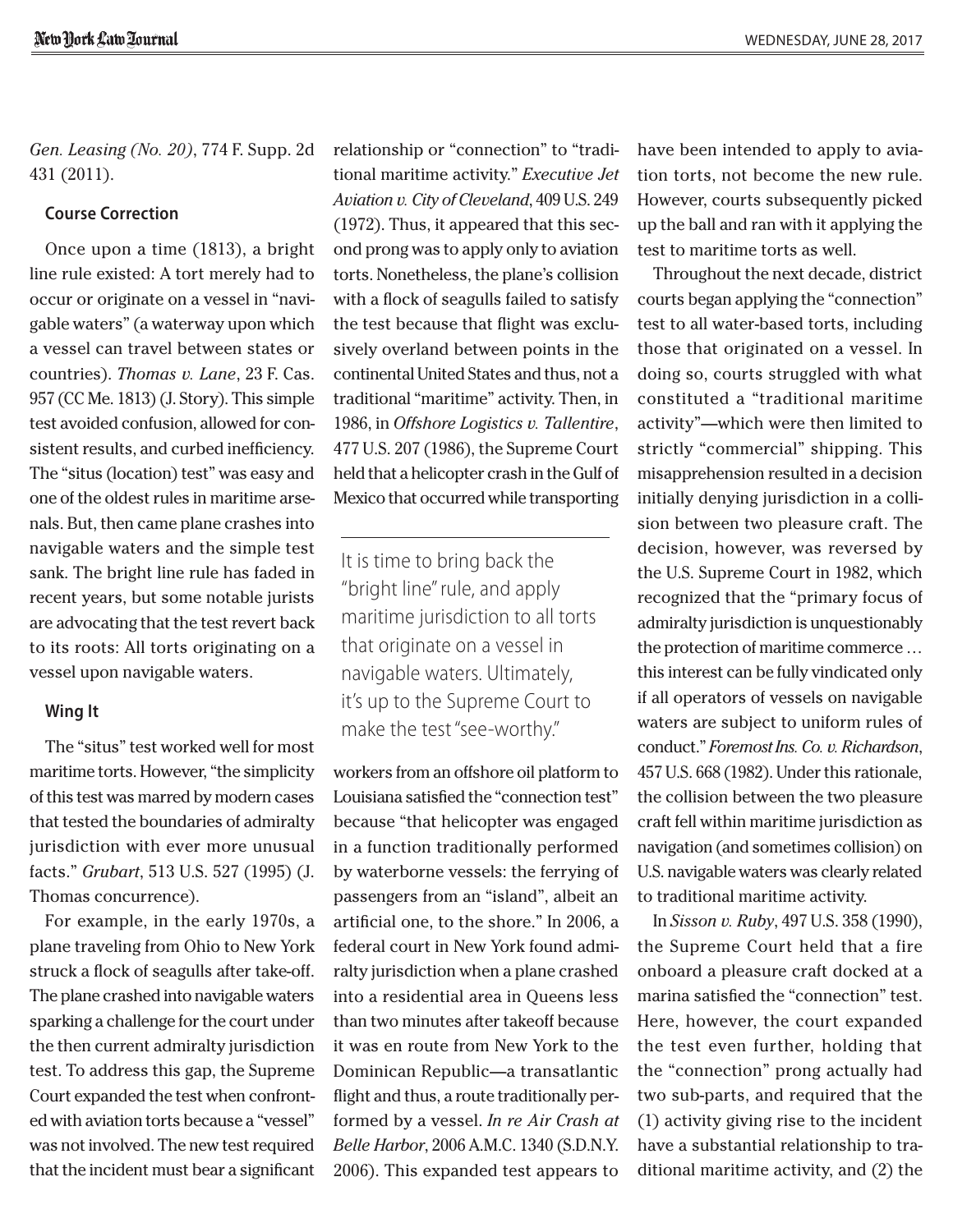*Gen. Leasing (No. 20)*, 774 F. Supp. 2d 431 (2011).

### Course Correction

Once upon a time (1813), a bright line rule existed: A tort merely had to occur or originate on a vessel in "navigable waters" (a waterway upon which a vessel can travel between states or countries). *Thomas v. Lane*, 23 F. Cas. 957 (CC Me. 1813) (J. Story). This simple test avoided confusion, allowed for consistent results, and curbed inefficiency. The "situs (location) test" was easy and one of the oldest rules in maritime arsenals. But, then came plane crashes into navigable waters and the simple test sank. The bright line rule has faded in recent years, but some notable jurists are advocating that the test revert back to its roots: All torts originating on a vessel upon navigable waters.

### Wing It

The "situs" test worked well for most maritime torts. However, "the simplicity of this test was marred by modern cases that tested the boundaries of admiralty jurisdiction with ever more unusual facts." *Grubart*, 513 U.S. 527 (1995) (J. Thomas concurrence).

For example, in the early 1970s, a plane traveling from Ohio to New York struck a flock of seagulls after take-off. The plane crashed into navigable waters sparking a challenge for the court under the then current admiralty jurisdiction test. To address this gap, the Supreme Court expanded the test when confronted with aviation torts because a "vessel" was not involved. The new test required that the incident must bear a significant relationship or "connection" to "traditional maritime activity." *Executive Jet Aviation v. City of Cleveland*, 409 U.S. 249 (1972). Thus, it appeared that this second prong was to apply only to aviation torts. Nonetheless, the plane's collision with a flock of seagulls failed to satisfy the test because that flight was exclusively overland between points in the continental United States and thus, not a traditional "maritime" activity. Then, in 1986, in *Offshore Logistics v. Tallentire*, 477 U.S. 207 (1986), the Supreme Court held that a helicopter crash in the Gulf of Mexico that occurred while transporting workers from an offshore oil platform to Louisiana satisfied the "connection test" because "that helicopter was engaged in a function traditionally performed by waterborne vessels: the ferrying of passengers from an "island", albeit an artificial one, to the shore." In 2006, a federal court in New York found admiralty jurisdiction when a plane crashed into a residential area in Queens less than two minutes after takeoff because it was en route from New York to the Dominican Republic—a transatlantic flight and thus, a route traditionally performed by a vessel. *In re Air Crash at Belle Harbor*, 2006 A.M.C. 1340 (S.D.N.Y. 2006). This expanded test appears to have been intended to apply to aviation torts, not become the new rule. However, courts subsequently picked up the ball and ran with it applying the test to maritime torts as well.

> It is time to bring back the "bright line" rule, and apply maritime jurisdiction to all torts that originate on a vessel in navigable waters. Ultimately, it's up to the Supreme Court to make the test "see-worthy."

Throughout the next decade, district courts began applying the "connection" test to all water-based torts, including those that originated on a vessel. In doing so, courts struggled with what constituted a "traditional maritime activity"—which were then limited to strictly "commercial" shipping. This misapprehension resulted in a decision initially denying jurisdiction in a collision between two pleasure craft. The decision, however, was reversed by the U.S. Supreme Court in 1982, which recognized that the "primary focus of admiralty jurisdiction is unquestionably the protection of maritime commerce … this interest can be fully vindicated only if all operators of vessels on navigable waters are subject to uniform rules of conduct." *Foremost Ins. Co. v. Richardson*, 457 U.S. 668 (1982). Under this rationale, the collision between the two pleasure craft fell within maritime jurisdiction as navigation (and sometimes collision) on U.S. navigable waters was clearly related to traditional maritime activity.

In *Sisson v. Ruby*, 497 U.S. 358 (1990), the Supreme Court held that a fire onboard a pleasure craft docked at a marina satisfied the "connection" test. Here, however, the court expanded the test even further, holding that the "connection" prong actually had two sub-parts, and required that the (1) activity giving rise to the incident have a substantial relationship to traditional maritime activity, and (2) the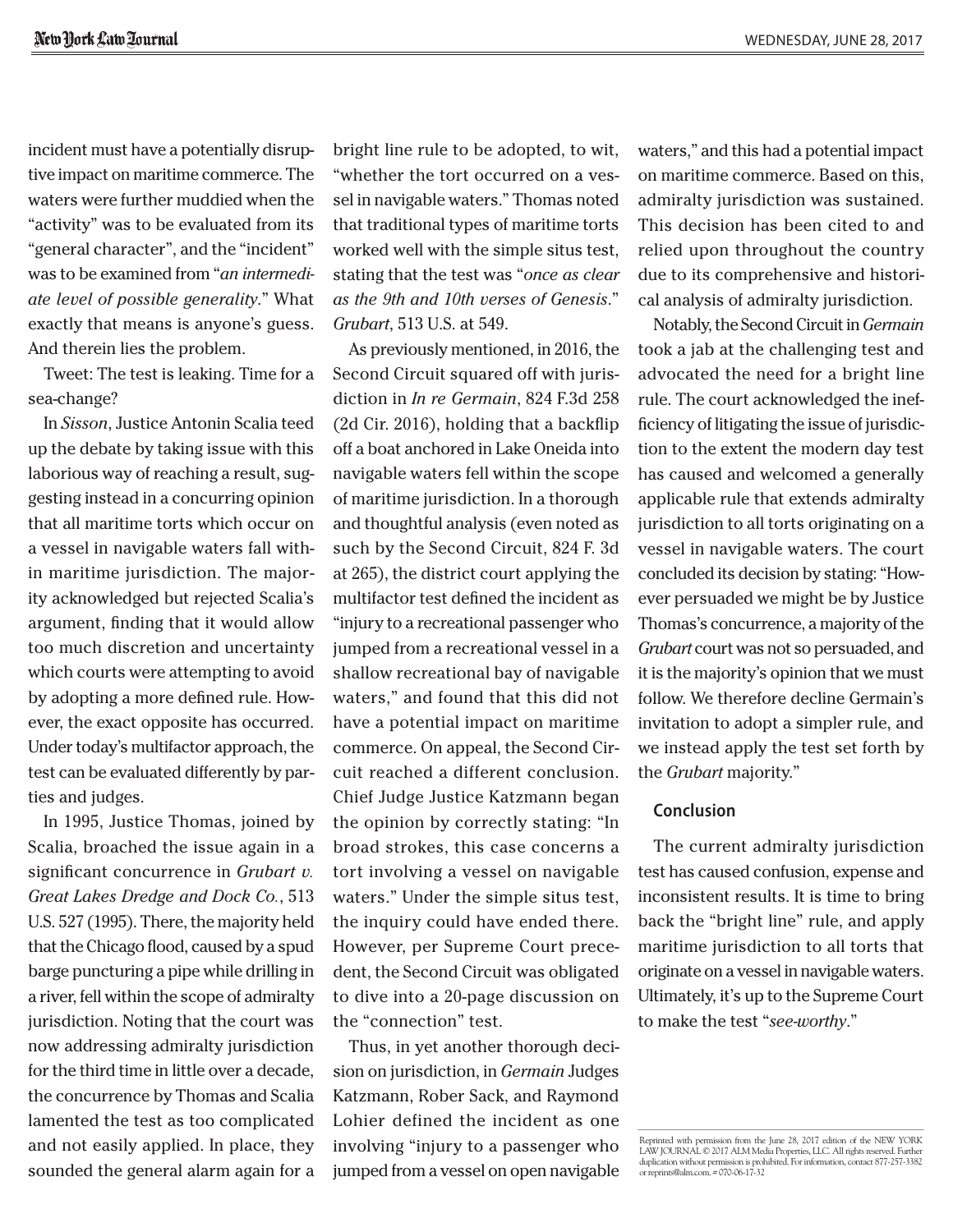incident must have a potentially disruptive impact on maritime commerce. The waters were further muddied when the "activity" was to be evaluated from its "general character", and the "incident" was to be examined from "*an intermediate level of possible generality*." What exactly that means is anyone's guess. And therein lies the problem.

Tweet: The test is leaking. Time for a sea-change?

In *Sisson*, Justice Antonin Scalia teed up the debate by taking issue with this laborious way of reaching a result, suggesting instead in a concurring opinion that all maritime torts which occur on a vessel in navigable waters fall within maritime jurisdiction. The majority acknowledged but rejected Scalia's argument, finding that it would allow too much discretion and uncertainty which courts were attempting to avoid by adopting a more defined rule. However, the exact opposite has occurred. Under today's multifactor approach, the test can be evaluated differently by parties and judges.

In 1995, Justice Thomas, joined by Scalia, broached the issue again in a significant concurrence in *Grubart v. Great Lakes Dredge and Dock Co.*, 513 U.S. 527 (1995). There, the majority held that the Chicago flood, caused by a spud barge puncturing a pipe while drilling in a river, fell within the scope of admiralty jurisdiction. Noting that the court was now addressing admiralty jurisdiction for the third time in little over a decade, the concurrence by Thomas and Scalia lamented the test as too complicated and not easily applied. In place, they sounded the general alarm again for a bright line rule to be adopted, to wit, "whether the tort occurred on a vessel in navigable waters." Thomas noted that traditional types of maritime torts worked well with the simple situs test, stating that the test was "*once as clear as the 9th and 10th verses of Genesis*." *Grubart*, 513 U.S. at 549.

As previously mentioned, in 2016, the Second Circuit squared off with jurisdiction in *In re Germain*, 824 F.3d 258 (2d Cir. 2016), holding that a backflip off a boat anchored in Lake Oneida into navigable waters fell within the scope of maritime jurisdiction. In a thorough and thoughtful analysis (even noted as such by the Second Circuit, 824 F. 3d at 265), the district court applying the multifactor test defined the incident as "injury to a recreational passenger who jumped from a recreational vessel in a shallow recreational bay of navigable waters," and found that this did not have a potential impact on maritime commerce. On appeal, the Second Circuit reached a different conclusion. Chief Judge Justice Katzmann began the opinion by correctly stating: "In broad strokes, this case concerns a tort involving a vessel on navigable waters." Under the simple situs test, the inquiry could have ended there. However, per Supreme Court precedent, the Second Circuit was obligated to dive into a 20-page discussion on the "connection" test.

Thus, in yet another thorough decision on jurisdiction, in *Germain* Judges Katzmann, Rober Sack, and Raymond Lohier defined the incident as one involving "injury to a passenger who jumped from a vessel on open navigable waters," and this had a potential impact on maritime commerce. Based on this, admiralty jurisdiction was sustained. This decision has been cited to and relied upon throughout the country due to its comprehensive and historical analysis of admiralty jurisdiction.

Notably, the Second Circuit in *Germain* took a jab at the challenging test and advocated the need for a bright line rule. The court acknowledged the inefficiency of litigating the issue of jurisdiction to the extent the modern day test has caused and welcomed a generally applicable rule that extends admiralty jurisdiction to all torts originating on a vessel in navigable waters. The court concluded its decision by stating: "However persuaded we might be by Justice Thomas's concurrence, a majority of the *Grubart* court was not so persuaded, and it is the majority's opinion that we must follow. We therefore decline Germain's invitation to adopt a simpler rule, and we instead apply the test set forth by the *Grubart* majority."

## Conclusion

The current admiralty jurisdiction test has caused confusion, expense and inconsistent results. It is time to bring back the "bright line" rule, and apply maritime jurisdiction to all torts that originate on a vessel in navigable waters. Ultimately, it's up to the Supreme Court to make the test "*see-worthy*."

Reprinted with permission from the June 28, 2017 edition of the NEW YORK LAW JOURNAL © 2017 ALM Media Properties, LLC. All rights reserved. Further duplication without permission is prohibited. For information, contact 877-257-3382 or reprints@alm.com. # 070-06-17-32